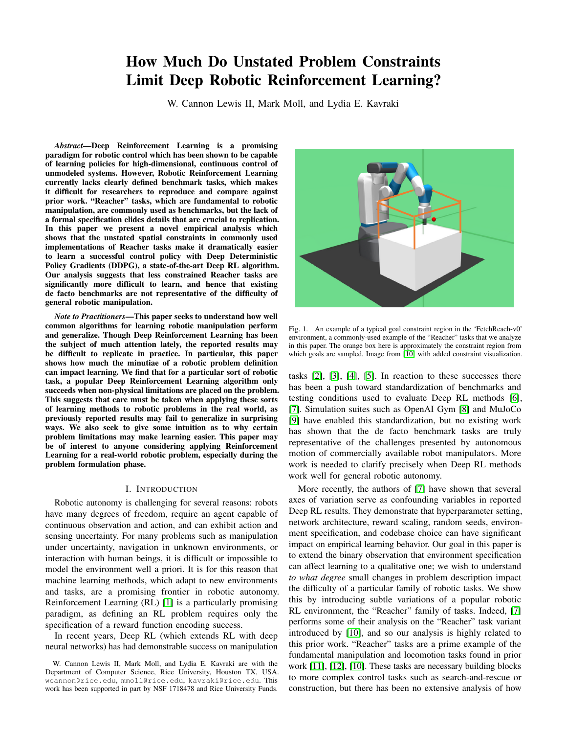# How Much Do Unstated Problem Constraints Limit Deep Robotic Reinforcement Learning?

W. Cannon Lewis II, Mark Moll, and Lydia E. Kavraki

***Abstract*—Deep Reinforcement Learning is a promising paradigm for robotic control which has been shown to be capable of learning policies for high-dimensional, continuous control of unmodeled systems. However, Robotic Reinforcement Learning currently lacks clearly defined benchmark tasks, which makes it difficult for researchers to reproduce and compare against prior work. "Reacher" tasks, which are fundamental to robotic manipulation, are commonly used as benchmarks, but the lack of a formal specification elides details that are crucial to replication. In this paper we present a novel empirical analysis which shows that the unstated spatial constraints in commonly used implementations of Reacher tasks make it dramatically easier to learn a successful control policy with Deep Deterministic Policy Gradients (DDPG), a state-of-the-art Deep RL algorithm. Our analysis suggests that less constrained Reacher tasks are significantly more difficult to learn, and hence that existing de facto benchmarks are not representative of the difficulty of general robotic manipulation.**

***Note to Practitioners*—This paper seeks to understand how well common algorithms for learning robotic manipulation perform and generalize. Though Deep Reinforcement Learning has been the subject of much attention lately, the reported results may be difficult to replicate in practice. In particular, this paper shows how much the minutiae of a robotic problem definition can impact learning. We find that for a particular sort of robotic task, a popular Deep Reinforcement Learning algorithm only succeeds when non-physical limitations are placed on the problem. This suggests that care must be taken when applying these sorts of learning methods to robotic problems in the real world, as previously reported results may fail to generalize in surprising ways. We also seek to give some intuition as to why certain problem limitations may make learning easier. This paper may be of interest to anyone considering applying Reinforcement Learning for a real-world robotic problem, especially during the problem formulation phase.**

## I. Introduction

Robotic autonomy is challenging for several reasons: robots have many degrees of freedom, require an agent capable of continuous observation and action, and can exhibit action and sensing uncertainty. For many problems such as manipulation under uncertainty, navigation in unknown environments, or interaction with human beings, it is difficult or impossible to model the environment well a priori. It is for this reason that machine learning methods, which adapt to new environments and tasks, are a promising frontier in robotic autonomy. Reinforcement Learning (RL) [1] is a particularly promising paradigm, as defining an RL problem requires only the specification of a reward function encoding success.

In recent years, Deep RL (which extends RL with deep neural networks) has had demonstrable success on manipulation tasks [2], [3], [4], [5]. In reaction to these successes there has been a push toward standardization of benchmarks and testing conditions used to evaluate Deep RL methods [6], [7]. Simulation suites such as OpenAI Gym [8] and MuJoCo [9] have enabled this standardization, but no existing work has shown that the de facto benchmark tasks are truly representative of the challenges presented by autonomous motion of commercially available robot manipulators. More work is needed to clarify precisely when Deep RL methods work well for general robotic autonomy.

Fig. 1. An example of a typical goal constraint region in the 'FetchReach-v0' environment, a commonly-used example of the "Reacher" tasks that we analyze in this paper. The orange box here is approximately the constraint region from which goals are sampled. Image from [10] with added constraint visualization.

More recently, the authors of [7] have shown that several axes of variation serve as confounding variables in reported Deep RL results. They demonstrate that hyperparameter setting, network architecture, reward scaling, random seeds, environment specification, and codebase choice can have significant impact on empirical learning behavior. Our goal in this paper is to extend the binary observation that environment specification can affect learning to a qualitative one; we wish to understand *to what degree* small changes in problem description impact the difficulty of a particular family of robotic tasks. We show this by introducing subtle variations of a popular robotic RL environment, the "Reacher" family of tasks. Indeed, [7] performs some of their analysis on the "Reacher" task variant introduced by [10], and so our analysis is highly related to this prior work. "Reacher" tasks are a prime example of the fundamental manipulation and locomotion tasks found in prior work [11], [12], [10]. These tasks are necessary building blocks to more complex control tasks such as search-and-rescue or construction, but there has been no extensive analysis of how

W. Cannon Lewis II, Mark Moll, and Lydia E. Kavraki are with the Department of Computer Science, Rice University, Houston TX, USA. wcannon@rice.edu, mmoll@rice.edu, kavraki@rice.edu. This work has been supported in part by NSF 1718478 and Rice University Funds.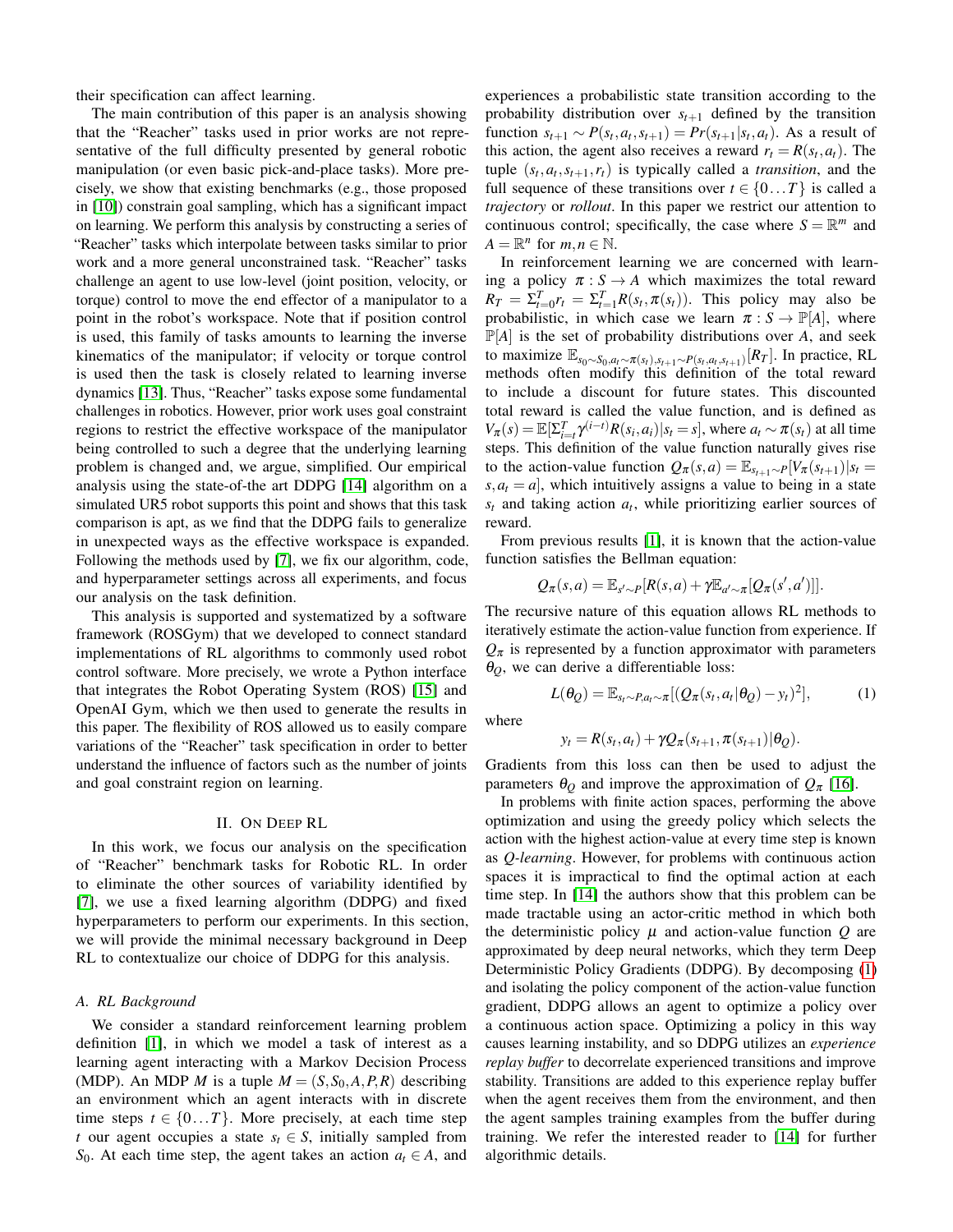their specification can affect learning.

The main contribution of this paper is an analysis showing that the "Reacher" tasks used in prior works are not representative of the full difficulty presented by general robotic manipulation (or even basic pick-and-place tasks). More precisely, we show that existing benchmarks (e.g., those proposed in [10]) constrain goal sampling, which has a significant impact on learning. We perform this analysis by constructing a series of "Reacher" tasks which interpolate between tasks similar to prior work and a more general unconstrained task. "Reacher" tasks challenge an agent to use low-level (joint position, velocity, or torque) control to move the end effector of a manipulator to a point in the robot's workspace. Note that if position control is used, this family of tasks amounts to learning the inverse kinematics of the manipulator; if velocity or torque control is used then the task is closely related to learning inverse dynamics [13]. Thus, "Reacher" tasks expose some fundamental challenges in robotics. However, prior work uses goal constraint regions to restrict the effective workspace of the manipulator being controlled to such a degree that the underlying learning problem is changed and, we argue, simplified. Our empirical analysis using the state-of-the art DDPG [14] algorithm on a simulated UR5 robot supports this point and shows that this task comparison is apt, as we find that the DDPG fails to generalize in unexpected ways as the effective workspace is expanded. Following the methods used by [7], we fix our algorithm, code, and hyperparameter settings across all experiments, and focus our analysis on the task definition.

This analysis is supported and systematized by a software framework (ROSGym) that we developed to connect standard implementations of RL algorithms to commonly used robot control software. More precisely, we wrote a Python interface that integrates the Robot Operating System (ROS) [15] and OpenAI Gym, which we then used to generate the results in this paper. The flexibility of ROS allowed us to easily compare variations of the "Reacher" task specification in order to better understand the influence of factors such as the number of joints and goal constraint region on learning.

## II. On Deep RL

In this work, we focus our analysis on the specification of "Reacher" benchmark tasks for Robotic RL. In order to eliminate the other sources of variability identified by [7], we use a fixed learning algorithm (DDPG) and fixed hyperparameters to perform our experiments. In this section, we will provide the minimal necessary background in Deep RL to contextualize our choice of DDPG for this analysis.

### A. RL Background

We consider a standard reinforcement learning problem definition [1], in which we model a task of interest as a learning agent interacting with a Markov Decision Process (MDP). An MDP $M$ is a tuple $M = (S, S_0, A, P, R)$ describing an environment which an agent interacts with in discrete time steps $t \in \{0 \dots T\}$. More precisely, at each time step $t$ our agent occupies a state $s_t \in S$, initially sampled from $S_0$. At each time step, the agent takes an action $a_t \in A$, and experiences a probabilistic state transition according to the probability distribution over $s_{t+1}$ defined by the transition function $s_{t+1} \sim P(s_t, a_t, s_{t+1}) = Pr(s_{t+1}|s_t, a_t)$. As a result of this action, the agent also receives a reward $r_t = R(s_t, a_t)$. The tuple $(s_t, a_t, s_{t+1}, r_t)$ is typically called a *transition*, and the full sequence of these transitions over $t \in \{0 \dots T\}$ is called a *trajectory* or *rollout*. In this paper we restrict our attention to continuous control; specifically, the case where $S = \mathbb{R}^m$ and $A = \mathbb{R}^n$ for $m, n \in \mathbb{N}$.

In reinforcement learning we are concerned with learning a policy $\pi : S \rightarrow A$ which maximizes the total reward $R_T = \Sigma_{t=0}^{T} r_t = \Sigma_{t=1}^{T} R(s_t, \pi(s_t))$. This policy may also be probabilistic, in which case we learn $\pi : S \rightarrow \mathbb{P}[A]$, where $\mathbb{P}[A]$ is the set of probability distributions over $A$, and seek to maximize $\mathbb{E}_{s_0 \sim S_0, a_t \sim \pi(s_t), s_{t+1} \sim P(s_t, a_t, s_{t+1})}[R_T]$. In practice, RL methods often modify this definition of the total reward to include a discount for future states. This discounted total reward is called the value function, and is defined as $V_\pi(s) = \mathbb{E}[\Sigma_{i=t}^{T} \gamma^{(i-t)} R(s_i, a_i) | s_t = s]$, where $a_t \sim \pi(s_t)$ at all time steps. This definition of the value function naturally gives rise to the action-value function $Q_\pi(s, a) = \mathbb{E}_{s_{t+1} \sim P}[V_\pi(s_{t+1}) | s_t = s, a_t = a]$, which intuitively assigns a value to being in a state $s_t$ and taking action $a_t$, while prioritizing earlier sources of reward.

From previous results [1], it is known that the action-value function satisfies the Bellman equation:

$$Q_\pi(s, a) = \mathbb{E}_{s' \sim P}[R(s, a) + \gamma \mathbb{E}_{a' \sim \pi}[Q_\pi(s', a')]].$$

The recursive nature of this equation allows RL methods to iteratively estimate the action-value function from experience. If $Q_\pi$ is represented by a function approximator with parameters $\theta_Q$, we can derive a differentiable loss:

$$L(\theta_Q) = \mathbb{E}_{s_t \sim P, a_t \sim \pi}[(Q_\pi(s_t, a_t | \theta_Q) - y_t)^2], \tag{1}$$

where

$$y_t = R(s_t, a_t) + \gamma Q_\pi(s_{t+1}, \pi(s_{t+1}) | \theta_Q).$$

Gradients from this loss can then be used to adjust the parameters $\theta_Q$ and improve the approximation of $Q_\pi$ [16].

In problems with finite action spaces, performing the above optimization and using the greedy policy which selects the action with the highest action-value at every time step is known as *Q-learning*. However, for problems with continuous action spaces it is impractical to find the optimal action at each time step. In [14] the authors show that this problem can be made tractable using an actor-critic method in which both the deterministic policy $\mu$ and action-value function $Q$ are approximated by deep neural networks, which they term Deep Deterministic Policy Gradients (DDPG). By decomposing (1) and isolating the policy component of the action-value function gradient, DDPG allows an agent to optimize a policy over a continuous action space. Optimizing a policy in this way causes learning instability, and so DDPG utilizes an *experience replay buffer* to decorrelate experienced transitions and improve stability. Transitions are added to this experience replay buffer when the agent receives them from the environment, and then the agent samples training examples from the buffer during training. We refer the interested reader to [14] for further algorithmic details.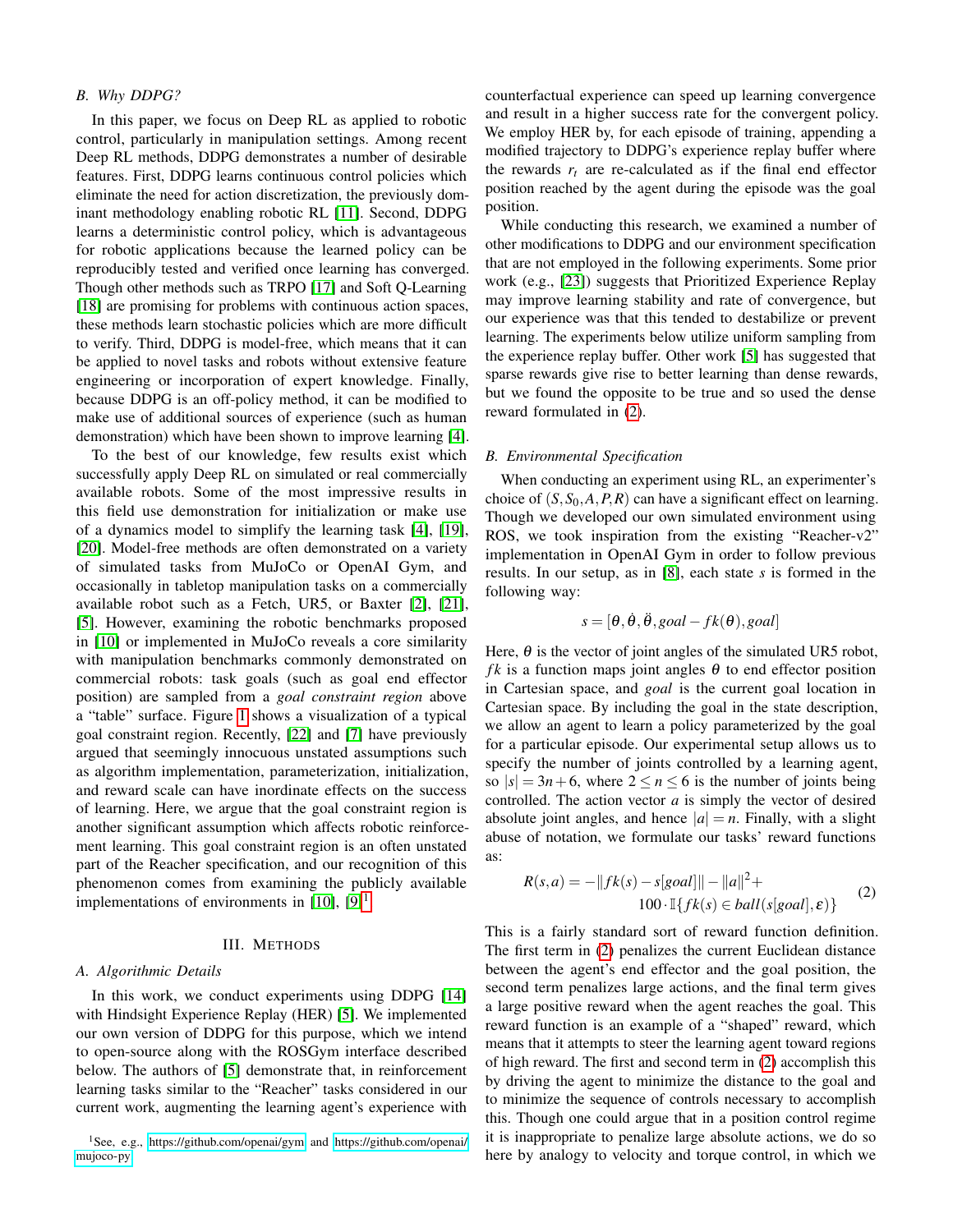### B. Why DDPG?

In this paper, we focus on Deep RL as applied to robotic control, particularly in manipulation settings. Among recent Deep RL methods, DDPG demonstrates a number of desirable features. First, DDPG learns continuous control policies which eliminate the need for action discretization, the previously dominant methodology enabling robotic RL [11]. Second, DDPG learns a deterministic control policy, which is advantageous for robotic applications because the learned policy can be reproducibly tested and verified once learning has converged. Though other methods such as TRPO [17] and Soft Q-Learning [18] are promising for problems with continuous action spaces, these methods learn stochastic policies which are more difficult to verify. Third, DDPG is model-free, which means that it can be applied to novel tasks and robots without extensive feature engineering or incorporation of expert knowledge. Finally, because DDPG is an off-policy method, it can be modified to make use of additional sources of experience (such as human demonstration) which have been shown to improve learning [4].

To the best of our knowledge, few results exist which successfully apply Deep RL on simulated or real commercially available robots. Some of the most impressive results in this field use demonstration for initialization or make use of a dynamics model to simplify the learning task [4], [19], [20]. Model-free methods are often demonstrated on a variety of simulated tasks from MuJoCo or OpenAI Gym, and occasionally in tabletop manipulation tasks on a commercially available robot such as a Fetch, UR5, or Baxter [2], [21], [5]. However, examining the robotic benchmarks proposed in [10] or implemented in MuJoCo reveals a core similarity with manipulation benchmarks commonly demonstrated on commercial robots: task goals (such as goal end effector position) are sampled from a *goal constraint region* above a "table" surface. Figure 1 shows a visualization of a typical goal constraint region. Recently, [22] and [7] have previously argued that seemingly innocuous unstated assumptions such as algorithm implementation, parameterization, initialization, and reward scale can have inordinate effects on the success of learning. Here, we argue that the goal constraint region is another significant assumption which affects robotic reinforcement learning. This goal constraint region is an often unstated part of the Reacher specification, and our recognition of this phenomenon comes from examining the publicly available implementations of environments in [10], [9].[1]

## III. Methods

### A. Algorithmic Details

In this work, we conduct experiments using DDPG [14] with Hindsight Experience Replay (HER) [5]. We implemented our own version of DDPG for this purpose, which we intend to open-source along with the ROSGym interface described below. The authors of [5] demonstrate that, in reinforcement learning tasks similar to the "Reacher" tasks considered in our current work, augmenting the learning agent's experience with counterfactual experience can speed up learning convergence and result in a higher success rate for the convergent policy. We employ HER by, for each episode of training, appending a modified trajectory to DDPG's experience replay buffer where the rewards $r_t$ are re-calculated as if the final end effector position reached by the agent during the episode was the goal position.

While conducting this research, we examined a number of other modifications to DDPG and our environment specification that are not employed in the following experiments. Some prior work (e.g., [23]) suggests that Prioritized Experience Replay may improve learning stability and rate of convergence, but our experience was that this tended to destabilize or prevent learning. The experiments below utilize uniform sampling from the experience replay buffer. Other work [5] has suggested that sparse rewards give rise to better learning than dense rewards, but we found the opposite to be true and so used the dense reward formulated in (2).

### B. Environmental Specification

When conducting an experiment using RL, an experimenter's choice of $(S, S_0, A, P, R)$ can have a significant effect on learning. Though we developed our own simulated environment using ROS, we took inspiration from the existing "Reacher-v2" implementation in OpenAI Gym in order to follow previous results. In our setup, as in [8], each state $s$ is formed in the following way:

$$s = [\theta, \dot{\theta}, \ddot{\theta}, goal - fk(\theta), goal]$$

Here, $\theta$ is the vector of joint angles of the simulated UR5 robot, $fk$ is a function maps joint angles $\theta$ to end effector position in Cartesian space, and $goal$ is the current goal location in Cartesian space. By including the goal in the state description, we allow an agent to learn a policy parameterized by the goal for a particular episode. Our experimental setup allows us to specify the number of joints controlled by a learning agent, so $|s| = 3n + 6$, where $2 \leq n \leq 6$ is the number of joints being controlled. The action vector $a$ is simply the vector of desired absolute joint angles, and hence $|a| = n$. Finally, with a slight abuse of notation, we formulate our tasks' reward functions as:

$$R(s,a) = -\|fk(s) - s[goal]\| - \|a\|^2 + 100 \cdot \mathbb{I}\{fk(s) \in ball(s[goal], \varepsilon)\} \tag{2}$$

This is a fairly standard sort of reward function definition. The first term in (2) penalizes the current Euclidean distance between the agent's end effector and the goal position, the second term penalizes large actions, and the final term gives a large positive reward when the agent reaches the goal. This reward function is an example of a "shaped" reward, which means that it attempts to steer the learning agent toward regions of high reward. The first and second term in (2) accomplish this by driving the agent to minimize the distance to the goal and to minimize the sequence of controls necessary to accomplish this. Though one could argue that in a position control regime it is inappropriate to penalize large absolute actions, we do so here by analogy to velocity and torque control, in which we

[1] See, e.g., https://github.com/openai/gym and https://github.com/openai/mujoco-py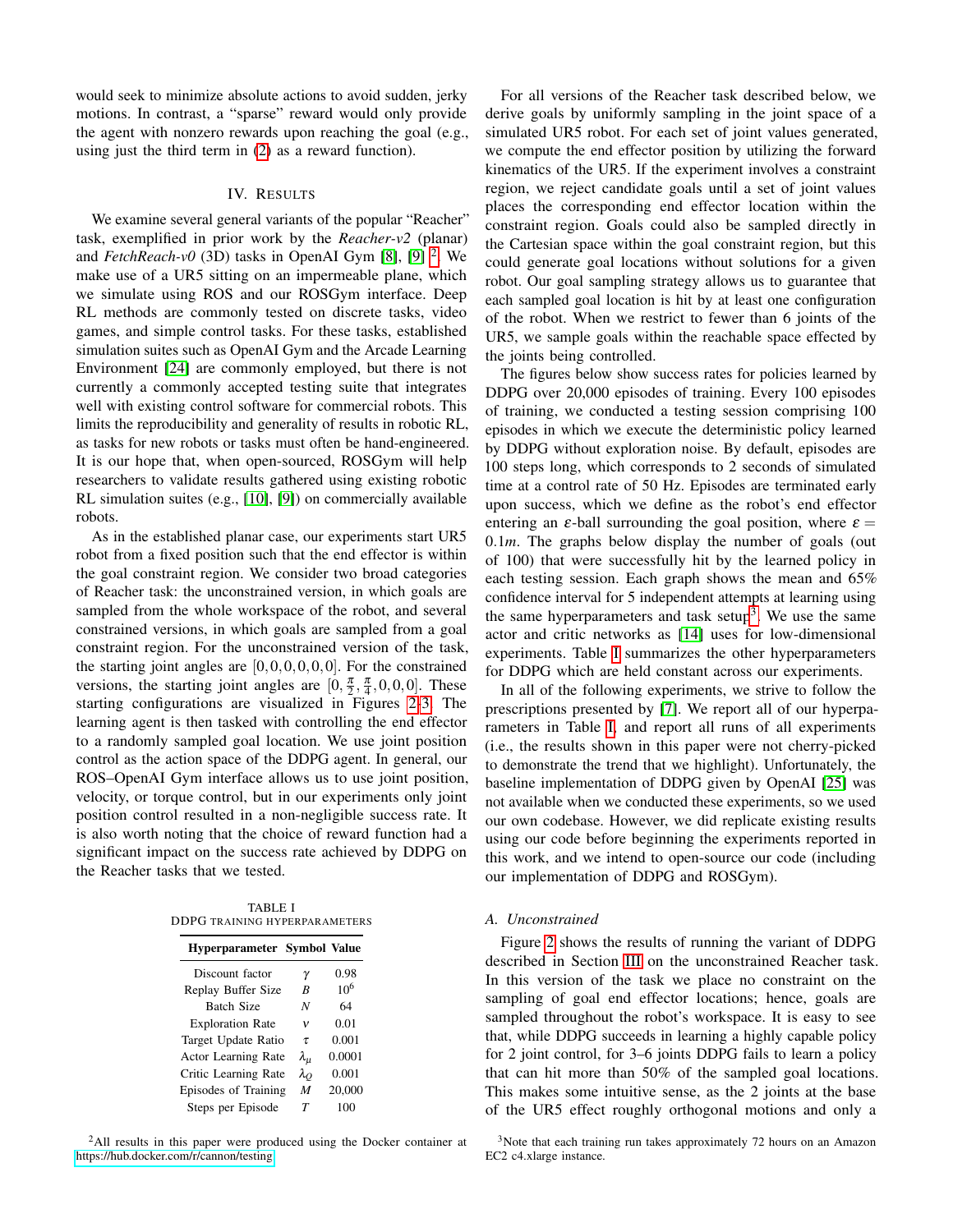would seek to minimize absolute actions to avoid sudden, jerky motions. In contrast, a "sparse" reward would only provide the agent with nonzero rewards upon reaching the goal (e.g., using just the third term in (2) as a reward function).

## IV. Results

We examine several general variants of the popular "Reacher" task, exemplified in prior work by the *Reacher-v2* (planar) and *FetchReach-v0* (3D) tasks in OpenAI Gym [8], [9] [2]. We make use of a UR5 sitting on an impermeable plane, which we simulate using ROS and our ROSGym interface. Deep RL methods are commonly tested on discrete tasks, video games, and simple control tasks. For these tasks, established simulation suites such as OpenAI Gym and the Arcade Learning Environment [24] are commonly employed, but there is not currently a commonly accepted testing suite that integrates well with existing control software for commercial robots. This limits the reproducibility and generality of results in robotic RL, as tasks for new robots or tasks must often be hand-engineered. It is our hope that, when open-sourced, ROSGym will help researchers to validate results gathered using existing robotic RL simulation suites (e.g., [10], [9]) on commercially available robots.

As in the established planar case, our experiments start UR5 robot from a fixed position such that the end effector is within the goal constraint region. We consider two broad categories of Reacher task: the unconstrained version, in which goals are sampled from the whole workspace of the robot, and several constrained versions, in which goals are sampled from a goal constraint region. For the unconstrained version of the task, the starting joint angles are $[0,0,0,0,0,0]$. For the constrained versions, the starting joint angles are $[0,\frac{\pi}{2},\frac{\pi}{4},0,0,0]$. These starting configurations are visualized in Figures 2-3. The learning agent is then tasked with controlling the end effector to a randomly sampled goal location. We use joint position control as the action space of the DDPG agent. In general, our ROS–OpenAI Gym interface allows us to use joint position, velocity, or torque control, but in our experiments only joint position control resulted in a non-negligible success rate. It is also worth noting that the choice of reward function had a significant impact on the success rate achieved by DDPG on the Reacher tasks that we tested.

TABLE I
DDPG training hyperparameters

| Hyperparameter | Symbol | Value |
|---|---|---|
| Discount factor | $\gamma$ | 0.98 |
| Replay Buffer Size | $B$ | $10^6$ |
| Batch Size | $N$ | 64 |
| Exploration Rate | $\nu$ | 0.01 |
| Target Update Ratio | $\tau$ | 0.001 |
| Actor Learning Rate | $\lambda_\mu$ | 0.0001 |
| Critic Learning Rate | $\lambda_Q$ | 0.001 |
| Episodes of Training | $M$ | 20,000 |
| Steps per Episode | $T$ | 100 |

For all versions of the Reacher task described below, we derive goals by uniformly sampling in the joint space of a simulated UR5 robot. For each set of joint values generated, we compute the end effector position by utilizing the forward kinematics of the UR5. If the experiment involves a constraint region, we reject candidate goals until a set of joint values places the corresponding end effector location within the constraint region. Goals could also be sampled directly in the Cartesian space within the goal constraint region, but this could generate goal locations without solutions for a given robot. Our goal sampling strategy allows us to guarantee that each sampled goal location is hit by at least one configuration of the robot. When we restrict to fewer than 6 joints of the UR5, we sample goals within the reachable space effected by the joints being controlled.

The figures below show success rates for policies learned by DDPG over 20,000 episodes of training. Every 100 episodes of training, we conducted a testing session comprising 100 episodes in which we execute the deterministic policy learned by DDPG without exploration noise. By default, episodes are 100 steps long, which corresponds to 2 seconds of simulated time at a control rate of 50 Hz. Episodes are terminated early upon success, which we define as the robot's end effector entering an $\varepsilon$-ball surrounding the goal position, where $\varepsilon = 0.1m$. The graphs below display the number of goals (out of 100) that were successfully hit by the learned policy in each testing session. Each graph shows the mean and 65% confidence interval for 5 independent attempts at learning using the same hyperparameters and task setup[3]. We use the same actor and critic networks as [14] uses for low-dimensional experiments. Table I summarizes the other hyperparameters for DDPG which are held constant across our experiments.

In all of the following experiments, we strive to follow the prescriptions presented by [7]. We report all of our hyperparameters in Table I, and report all runs of all experiments (i.e., the results shown in this paper were not cherry-picked to demonstrate the trend that we highlight). Unfortunately, the baseline implementation of DDPG given by OpenAI [25] was not available when we conducted these experiments, so we used our own codebase. However, we did replicate existing results using our code before beginning the experiments reported in this work, and we intend to open-source our code (including our implementation of DDPG and ROSGym).

### A. Unconstrained

Figure 2 shows the results of running the variant of DDPG described in Section III on the unconstrained Reacher task. In this version of the task we place no constraint on the sampling of goal end effector locations; hence, goals are sampled throughout the robot's workspace. It is easy to see that, while DDPG succeeds in learning a highly capable policy for 2 joint control, for 3–6 joints DDPG fails to learn a policy that can hit more than 50% of the sampled goal locations. This makes some intuitive sense, as the 2 joints at the base of the UR5 effect roughly orthogonal motions and only a

[2]All results in this paper were produced using the Docker container at https://hub.docker.com/r/cannon/testing

[3]Note that each training run takes approximately 72 hours on an Amazon EC2 c4.xlarge instance.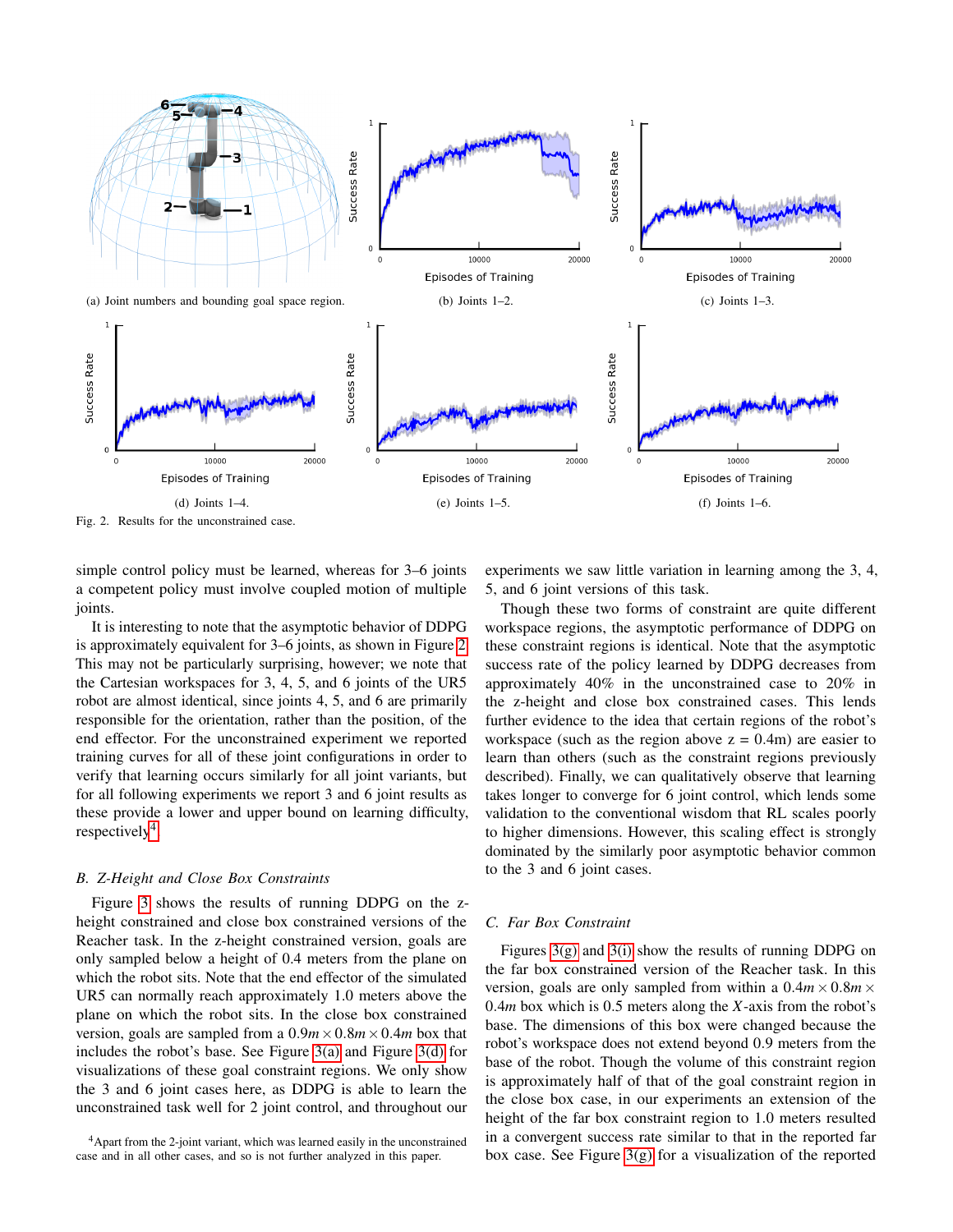(a) Joint numbers and bounding goal space region.

(b) Joints 1–2.

(c) Joints 1–3.

(d) Joints 1–4.

(e) Joints 1–5.

(f) Joints 1–6.

Fig. 2. Results for the unconstrained case.

simple control policy must be learned, whereas for 3–6 joints a competent policy must involve coupled motion of multiple joints.

It is interesting to note that the asymptotic behavior of DDPG is approximately equivalent for 3–6 joints, as shown in Figure 2. This may not be particularly surprising, however; we note that the Cartesian workspaces for 3, 4, 5, and 6 joints of the UR5 robot are almost identical, since joints 4, 5, and 6 are primarily responsible for the orientation, rather than the position, of the end effector. For the unconstrained experiment we reported training curves for all of these joint configurations in order to verify that learning occurs similarly for all joint variants, but for all following experiments we report 3 and 6 joint results as these provide a lower and upper bound on learning difficulty, respectively[4].

### B. Z-Height and Close Box Constraints

Figure 3 shows the results of running DDPG on the z-height constrained and close box constrained versions of the Reacher task. In the z-height constrained version, goals are only sampled below a height of 0.4 meters from the plane on which the robot sits. Note that the end effector of the simulated UR5 can reach approximately 1.0 meters above the plane on which the robot sits. In the close box constrained version, goals are sampled from a $0.9m \times 0.8m \times 0.4m$ box that includes the robot's base. See Figure 3(a) and Figure 3(d) for visualizations of these goal constraint regions. We only show the 3 and 6 joint cases here, as DDPG is able to learn the unconstrained task well for 2 joint control, and throughout our experiments we saw little variation in learning among the 3, 4, 5, and 6 joint versions of this task.

Though these two forms of constraint are quite different workspace regions, the asymptotic performance of DDPG on these constraint regions is identical. Note that the asymptotic success rate of the policy learned by DDPG decreases from approximately 40% in the unconstrained case to 20% in the z-height and close box constrained cases. This lends further evidence to the idea that certain regions of the robot's workspace (such as the region above z = 0.4m) are easier to learn than others (such as the constraint regions previously described). Finally, we can qualitatively observe that learning takes longer to converge for 6 joint control, which lends some validation to the conventional wisdom that RL scales poorly to higher dimensions. However, this scaling effect is strongly dominated by the similarly poor asymptotic behavior common to the 3 and 6 joint cases.

### C. Far Box Constraint

Figures 3(g) and 3(i) show the results of running DDPG on the far box constrained version of the Reacher task. In this version, goals are only sampled from within a $0.4m \times 0.8m \times 0.4m$ box which is 0.5 meters along the $X$-axis from the robot's base. The dimensions of this box were changed because the robot's workspace does not extend beyond 0.9 meters from the base of the robot. Though the volume of this constraint region is approximately half of that of the goal constraint region in the close box case, in our experiments an extension of the height of the far box constraint region to 1.0 meters resulted in a convergent success rate similar to that in the reported far box case. See Figure 3(g) for a visualization of the reported

[4] Apart from the 2-joint variant, which was learned easily in the unconstrained case and in all other cases, and so is not further analyzed in this paper.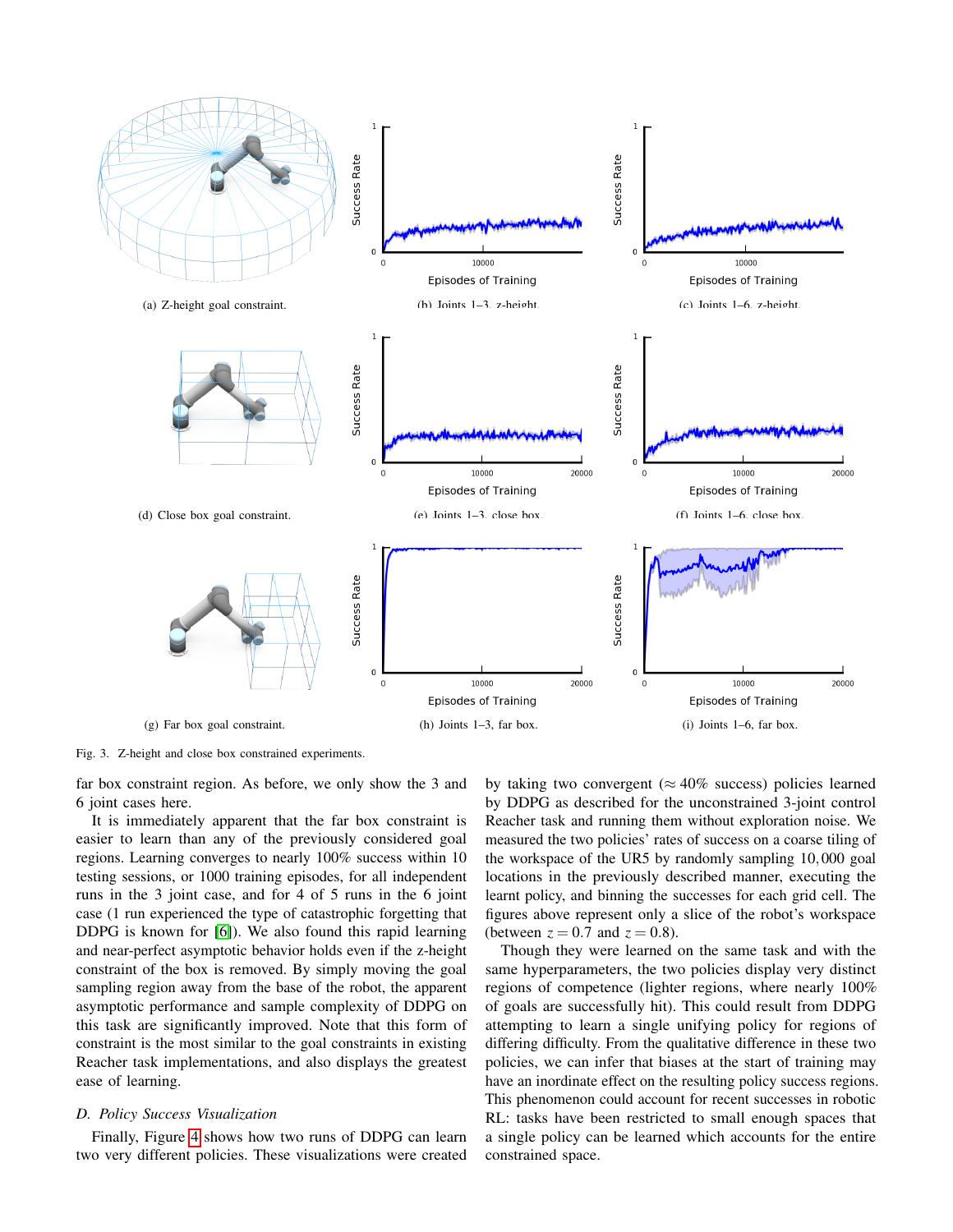(a) Z-height goal constraint.

(b) Joints 1–3, z-height.

(c) Joints 1–6, z-height.

(d) Close box goal constraint.

(e) Joints 1–3, close box.

(f) Joints 1–6, close box.

(g) Far box goal constraint.

(h) Joints 1–3, far box.

(i) Joints 1–6, far box.

Fig. 3. Z-height and close box constrained experiments.

far box constraint region. As before, we only show the 3 and 6 joint cases here.

It is immediately apparent that the far box constraint is easier to learn than any of the previously considered goal regions. Learning converges to nearly 100% success within 10 testing sessions, or 1000 training episodes, for all independent runs in the 3 joint case, and for 4 of 5 runs in the 6 joint case (1 run experienced the type of catastrophic forgetting that DDPG is known for [6]). We also found this rapid learning and near-perfect asymptotic behavior holds even if the z-height constraint of the box is removed. By simply moving the goal sampling region away from the base of the robot, the apparent asymptotic performance and sample complexity of DDPG on this task are significantly improved. Note that this form of constraint is the most similar to the goal constraints in existing Reacher task implementations, and also displays the greatest ease of learning.

### D. Policy Success Visualization

Finally, Figure 4 shows how two runs of DDPG can learn two very different policies. These visualizations were created by taking two convergent ($\approx 40\%$ success) policies learned by DDPG as described for the unconstrained 3-joint control Reacher task and running them without exploration noise. We measured the two policies' rates of success on a coarse tiling of the workspace of the UR5 by randomly sampling 10,000 goal locations in the previously described manner, executing the learnt policy, and binning the successes for each grid cell. The figures above represent only a slice of the robot's workspace (between $z = 0.7$ and $z = 0.8$).

Though they were learned on the same task and with the same hyperparameters, the two policies display very distinct regions of competence (lighter regions, where nearly 100% of goals are successfully hit). This could result from DDPG attempting to learn a single unifying policy for regions of differing difficulty. From the qualitative difference in these two policies, we can infer that biases at the start of training may have an inordinate effect on the resulting policy success regions. This phenomenon could account for recent successes in robotic RL: tasks have been restricted to small enough spaces that a single policy can be learned which accounts for the entire constrained space.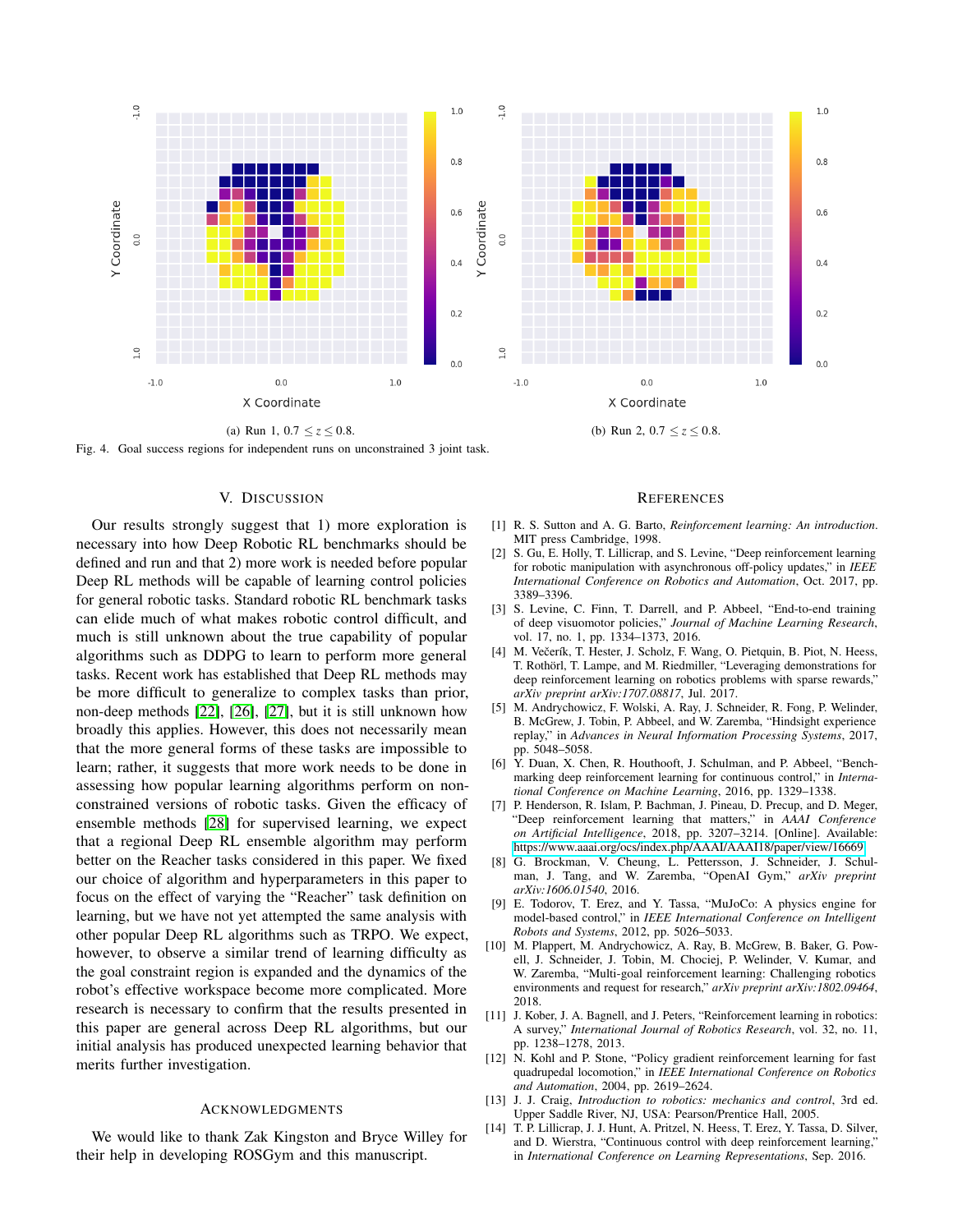(a) Run 1, $0.7 \leq z \leq 0.8$.

(b) Run 2, $0.7 \leq z \leq 0.8$.

Fig. 4. Goal success regions for independent runs on unconstrained 3 joint task.

## V. Discussion

Our results strongly suggest that 1) more exploration is necessary into how Deep Robotic RL benchmarks should be defined and run and that 2) more work is needed before popular Deep RL methods will be capable of learning control policies for general robotic tasks. Standard robotic RL benchmark tasks can elide much of what makes robotic control difficult, and much is still unknown about the true capability of popular algorithms such as DDPG to learn to perform more general tasks. Recent work has established that Deep RL methods may be more difficult to generalize to complex tasks than prior, non-deep methods [22], [26], [27], but it is still unknown how broadly this applies. However, this does not necessarily mean that the more general forms of these tasks are impossible to learn; rather, it suggests that more work needs to be done in assessing how popular learning algorithms perform on non-constrained versions of robotic tasks. Given the efficacy of ensemble methods [28] for supervised learning, we expect that a regional Deep RL ensemble algorithm may perform better on the Reacher tasks considered in this paper. We fixed our choice of algorithm and hyperparameters in this paper to focus on the effect of varying the "Reacher" task definition on learning, but we have not yet attempted the same analysis with other popular Deep RL algorithms such as TRPO. We expect, however, to observe a similar trend of learning difficulty as the goal constraint region is expanded and the dynamics of the robot's effective workspace become more complicated. More research is necessary to confirm that the results presented in this paper are general across Deep RL algorithms, but our initial analysis has produced unexpected learning behavior that merits further investigation.

## Acknowledgments

We would like to thank Zak Kingston and Bryce Willey for their help in developing ROSGym and this manuscript.

## References

[1] R. S. Sutton and A. G. Barto, *Reinforcement learning: An introduction*. MIT press Cambridge, 1998.

[2] S. Gu, E. Holly, T. Lillicrap, and S. Levine, "Deep reinforcement learning for robotic manipulation with asynchronous off-policy updates," in *IEEE International Conference on Robotics and Automation*, Oct. 2017, pp. 3389–3396.

[3] S. Levine, C. Finn, T. Darrell, and P. Abbeel, "End-to-end training of deep visuomotor policies," *Journal of Machine Learning Research*, vol. 17, no. 1, pp. 1334–1373, 2016.

[4] M. Večerík, T. Hester, J. Scholz, F. Wang, O. Pietquin, B. Piot, N. Heess, T. Rothörl, T. Lampe, and M. Riedmiller, "Leveraging demonstrations for deep reinforcement learning on robotics problems with sparse rewards," *arXiv preprint arXiv:1707.08817*, Jul. 2017.

[5] M. Andrychowicz, F. Wolski, A. Ray, J. Schneider, R. Fong, P. Welinder, B. McGrew, J. Tobin, P. Abbeel, and W. Zaremba, "Hindsight experience replay," in *Advances in Neural Information Processing Systems*, 2017, pp. 5048–5058.

[6] Y. Duan, X. Chen, R. Houthooft, J. Schulman, and P. Abbeel, "Benchmarking deep reinforcement learning for continuous control," in *International Conference on Machine Learning*, 2016, pp. 1329–1338.

[7] P. Henderson, R. Islam, P. Bachman, J. Pineau, D. Precup, and D. Meger, "Deep reinforcement learning that matters," in *AAAI Conference on Artificial Intelligence*, 2018, pp. 3207–3214. [Online]. Available: https://www.aaai.org/ocs/index.php/AAAI/AAAI18/paper/view/16669

[8] G. Brockman, V. Cheung, L. Pettersson, J. Schneider, J. Schulman, J. Tang, and W. Zaremba, "OpenAI Gym," *arXiv preprint arXiv:1606.01540*, 2016.

[9] E. Todorov, T. Erez, and Y. Tassa, "MuJoCo: A physics engine for model-based control," in *IEEE International Conference on Intelligent Robots and Systems*, 2012, pp. 5026–5033.

[10] M. Plappert, M. Andrychowicz, A. Ray, B. McGrew, B. Baker, G. Powell, J. Schneider, J. Tobin, M. Chociej, P. Welinder, V. Kumar, and W. Zaremba, "Multi-goal reinforcement learning: Challenging robotics environments and request for research," *arXiv preprint arXiv:1802.09464*, 2018.

[11] J. Kober, J. A. Bagnell, and J. Peters, "Reinforcement learning in robotics: A survey," *International Journal of Robotics Research*, vol. 32, no. 11, pp. 1238–1278, 2013.

[12] N. Kohl and P. Stone, "Policy gradient reinforcement learning for fast quadrupedal locomotion," in *IEEE International Conference on Robotics and Automation*, 2004, pp. 2619–2624.

[13] J. J. Craig, *Introduction to robotics: mechanics and control*, 3rd ed. Upper Saddle River, NJ, USA: Pearson/Prentice Hall, 2005.

[14] T. P. Lillicrap, J. J. Hunt, A. Pritzel, N. Heess, T. Erez, Y. Tassa, D. Silver, and D. Wierstra, "Continuous control with deep reinforcement learning," in *International Conference on Learning Representations*, Sep. 2016.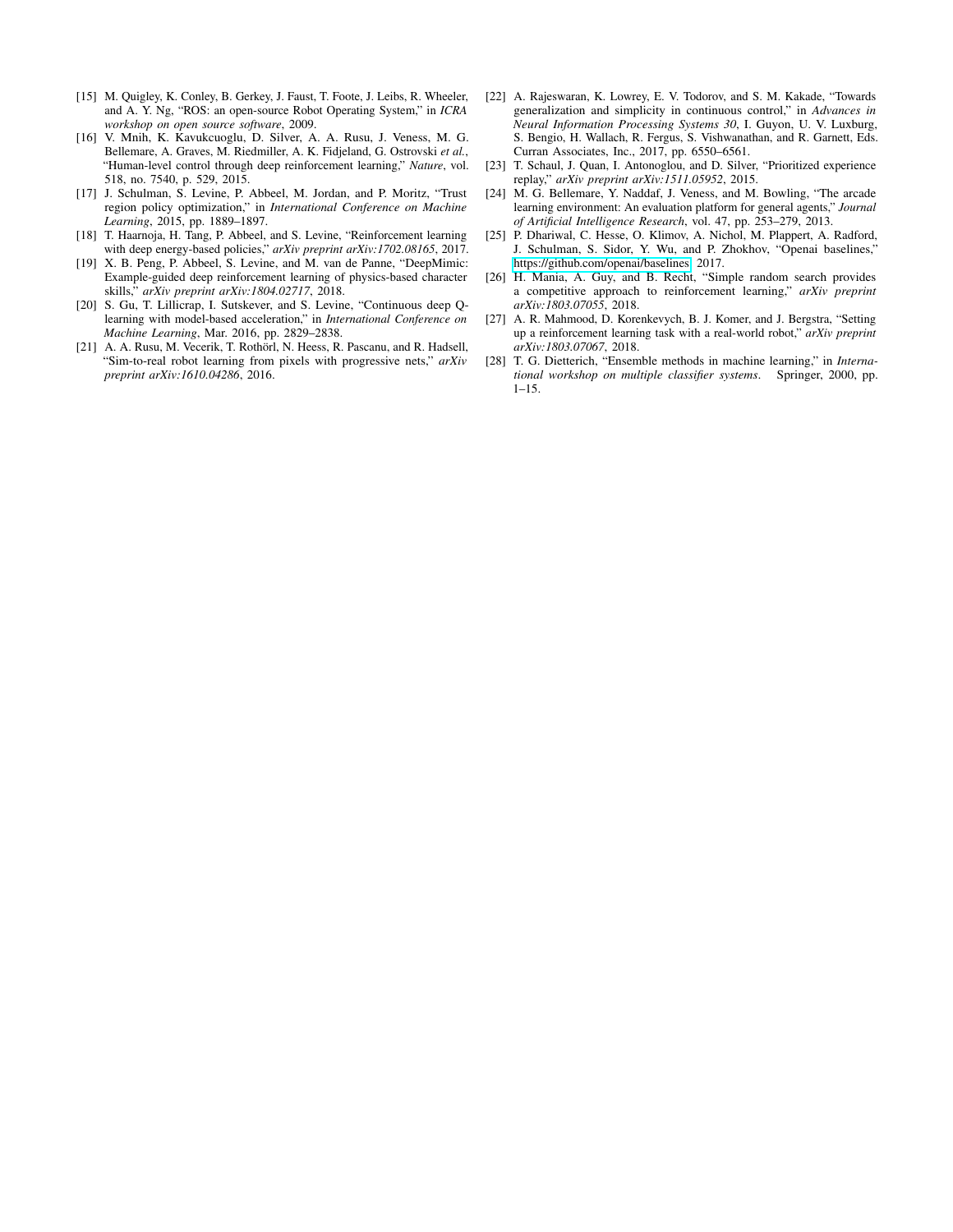[15] M. Quigley, K. Conley, B. Gerkey, J. Faust, T. Foote, J. Leibs, R. Wheeler, and A. Y. Ng, "ROS: an open-source Robot Operating System," in *ICRA workshop on open source software*, 2009.

[16] V. Mnih, K. Kavukcuoglu, D. Silver, A. A. Rusu, J. Veness, M. G. Bellemare, A. Graves, M. Riedmiller, A. K. Fidjeland, G. Ostrovski *et al.*, "Human-level control through deep reinforcement learning," *Nature*, vol. 518, no. 7540, p. 529, 2015.

[17] J. Schulman, S. Levine, P. Abbeel, M. Jordan, and P. Moritz, "Trust region policy optimization," in *International Conference on Machine Learning*, 2015, pp. 1889–1897.

[18] T. Haarnoja, H. Tang, P. Abbeel, and S. Levine, "Reinforcement learning with deep energy-based policies," *arXiv preprint arXiv:1702.08165*, 2017.

[19] X. B. Peng, P. Abbeel, S. Levine, and M. van de Panne, "DeepMimic: Example-guided deep reinforcement learning of physics-based character skills," *arXiv preprint arXiv:1804.02717*, 2018.

[20] S. Gu, T. Lillicrap, I. Sutskever, and S. Levine, "Continuous deep Q-learning with model-based acceleration," in *International Conference on Machine Learning*, Mar. 2016, pp. 2829–2838.

[21] A. A. Rusu, M. Vecerik, T. Rothörl, N. Heess, R. Pascanu, and R. Hadsell, "Sim-to-real robot learning from pixels with progressive nets," *arXiv preprint arXiv:1610.04286*, 2016.

[22] A. Rajeswaran, K. Lowrey, E. V. Todorov, and S. M. Kakade, "Towards generalization and simplicity in continuous control," in *Advances in Neural Information Processing Systems 30*, I. Guyon, U. V. Luxburg, S. Bengio, H. Wallach, R. Fergus, S. Vishwanathan, and R. Garnett, Eds. Curran Associates, Inc., 2017, pp. 6550–6561.

[23] T. Schaul, J. Quan, I. Antonoglou, and D. Silver, "Prioritized experience replay," *arXiv preprint arXiv:1511.05952*, 2015.

[24] M. G. Bellemare, Y. Naddaf, J. Veness, and M. Bowling, "The arcade learning environment: An evaluation platform for general agents," *Journal of Artificial Intelligence Research*, vol. 47, pp. 253–279, 2013.

[25] P. Dhariwal, C. Hesse, O. Klimov, A. Nichol, M. Plappert, A. Radford, J. Schulman, S. Sidor, Y. Wu, and P. Zhokhov, "Openai baselines," https://github.com/openai/baselines, 2017.

[26] H. Mania, A. Guy, and B. Recht, "Simple random search provides a competitive approach to reinforcement learning," *arXiv preprint arXiv:1803.07055*, 2018.

[27] A. R. Mahmood, D. Korenkevych, B. J. Komer, and J. Bergstra, "Setting up a reinforcement learning task with a real-world robot," *arXiv preprint arXiv:1803.07067*, 2018.

[28] T. G. Dietterich, "Ensemble methods in machine learning," in *International workshop on multiple classifier systems*. Springer, 2000, pp. 1–15.